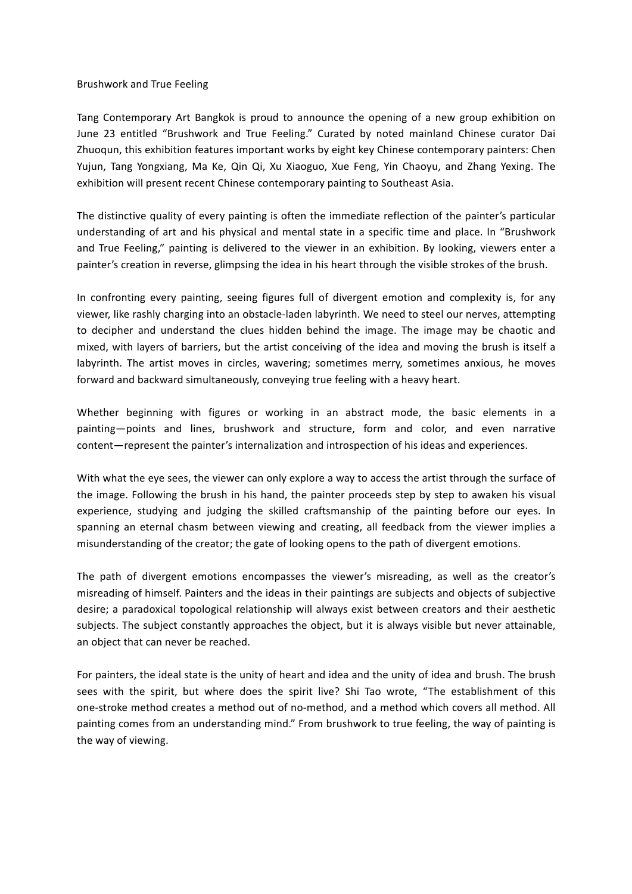# Brushwork and True Feeling

Tang Contemporary Art Bangkok is proud to announce the opening of a new group exhibition on June 23 entitled "Brushwork and True Feeling." Curated by noted mainland Chinese curator Dai Zhuoqun, this exhibition features important works by eight key Chinese contemporary painters: Chen Yujun, Tang Yongxiang, Ma Ke, Qin Qi, Xu Xiaoguo, Xue Feng, Yin Chaoyu, and Zhang Yexing. The exhibition will present recent Chinese contemporary painting to Southeast Asia.

The distinctive quality of every painting is often the immediate reflection of the painter's particular understanding of art and his physical and mental state in a specific time and place. In "Brushwork and True Feeling," painting is delivered to the viewer in an exhibition. By looking, viewers enter a painter's creation in reverse, glimpsing the idea in his heart through the visible strokes of the brush.

In confronting every painting, seeing figures full of divergent emotion and complexity is, for any viewer, like rashly charging into an obstacle-laden labyrinth. We need to steel our nerves, attempting to decipher and understand the clues hidden behind the image. The image may be chaotic and mixed, with layers of barriers, but the artist conceiving of the idea and moving the brush is itself a labyrinth. The artist moves in circles, wavering; sometimes merry, sometimes anxious, he moves forward and backward simultaneously, conveying true feeling with a heavy heart.

Whether beginning with figures or working in an abstract mode, the basic elements in a painting—points and lines, brushwork and structure, form and color, and even narrative content—represent the painter's internalization and introspection of his ideas and experiences.

With what the eye sees, the viewer can only explore a way to access the artist through the surface of the image. Following the brush in his hand, the painter proceeds step by step to awaken his visual experience, studying and judging the skilled craftsmanship of the painting before our eyes. In spanning an eternal chasm between viewing and creating, all feedback from the viewer implies a misunderstanding of the creator; the gate of looking opens to the path of divergent emotions.

The path of divergent emotions encompasses the viewer's misreading, as well as the creator's misreading of himself. Painters and the ideas in their paintings are subjects and objects of subjective desire; a paradoxical topological relationship will always exist between creators and their aesthetic subjects. The subject constantly approaches the object, but it is always visible but never attainable, an object that can never be reached.

For painters, the ideal state is the unity of heart and idea and the unity of idea and brush. The brush sees with the spirit, but where does the spirit live? Shi Tao wrote, "The establishment of this one-stroke method creates a method out of no-method, and a method which covers all method. All painting comes from an understanding mind." From brushwork to true feeling, the way of painting is the way of viewing.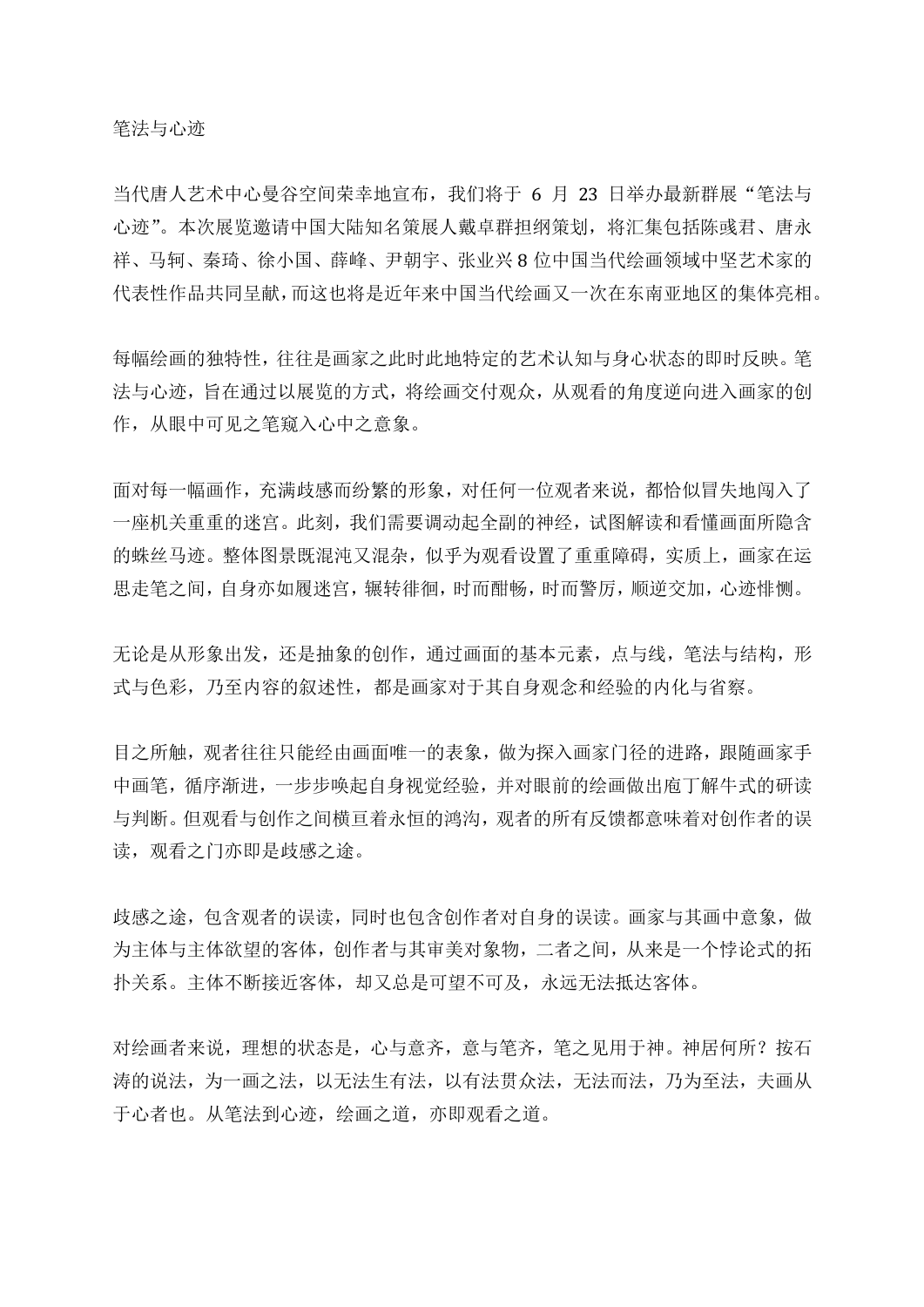# 笔法与心迹

当代唐人艺术中心曼谷空间荣幸地宣布，我们将于 6 月 23 日举办最新群展“笔法与心迹”。本次展览邀请中国大陆知名策展人戴卓群担纲策划，将汇集包括陈彧君、唐永祥、马轲、秦琦、徐小国、薛峰、尹朝宇、张业兴 8 位中国当代绘画领域中坚艺术家的代表性作品共同呈献，而这也将是近年来中国当代绘画又一次在东南亚地区的集体亮相。

每幅绘画的独特性，往往是画家之此时此地特定的艺术认知与身心状态的即时反映。笔法与心迹，旨在通过以展览的方式，将绘画交付观众，从观看的角度逆向进入画家的创作，从眼中可见之笔窥入心中之意象。

面对每一幅画作，充满歧感而纷繁的形象，对任何一位观者来说，都恰似冒失地闯入了一座机关重重的迷宫。此刻，我们需要调动起全副的神经，试图解读和看懂画面所隐含的蛛丝马迹。整体图景既混沌又混杂，似乎为观看设置了重重障碍，实质上，画家在运思走笔之间，自身亦如履迷宫，辗转徘徊，时而酣畅，时而警厉，顺逆交加，心迹悱恻。

无论是从形象出发，还是抽象的创作，通过画面的基本元素，点与线，笔法与结构，形式与色彩，乃至内容的叙述性，都是画家对于其自身观念和经验的内化与省察。

目之所触，观者往往只能经由画面唯一的表象，做为探入画家门径的进路，跟随画家手中画笔，循序渐进，一步步唤起自身视觉经验，并对眼前的绘画做出庖丁解牛式的研读与判断。但观看与创作之间横亘着永恒的鸿沟，观者的所有反馈都意味着对创作者的误读，观看之门亦即是歧感之途。

歧感之途，包含观者的误读，同时也包含创作者对自身的误读。画家与其画中意象，做为主体与主体欲望的客体，创作者与其审美对象物，二者之间，从来是一个悖论式的拓扑关系。主体不断接近客体，却又总是可望不可及，永远无法抵达客体。

对绘画者来说，理想的状态是，心与意齐，意与笔齐，笔之见用于神。神居何所？按石涛的说法，为一画之法，以无法生有法，以有法贯众法，无法而法，乃为至法，夫画从于心者也。从笔法到心迹，绘画之道，亦即观看之道。